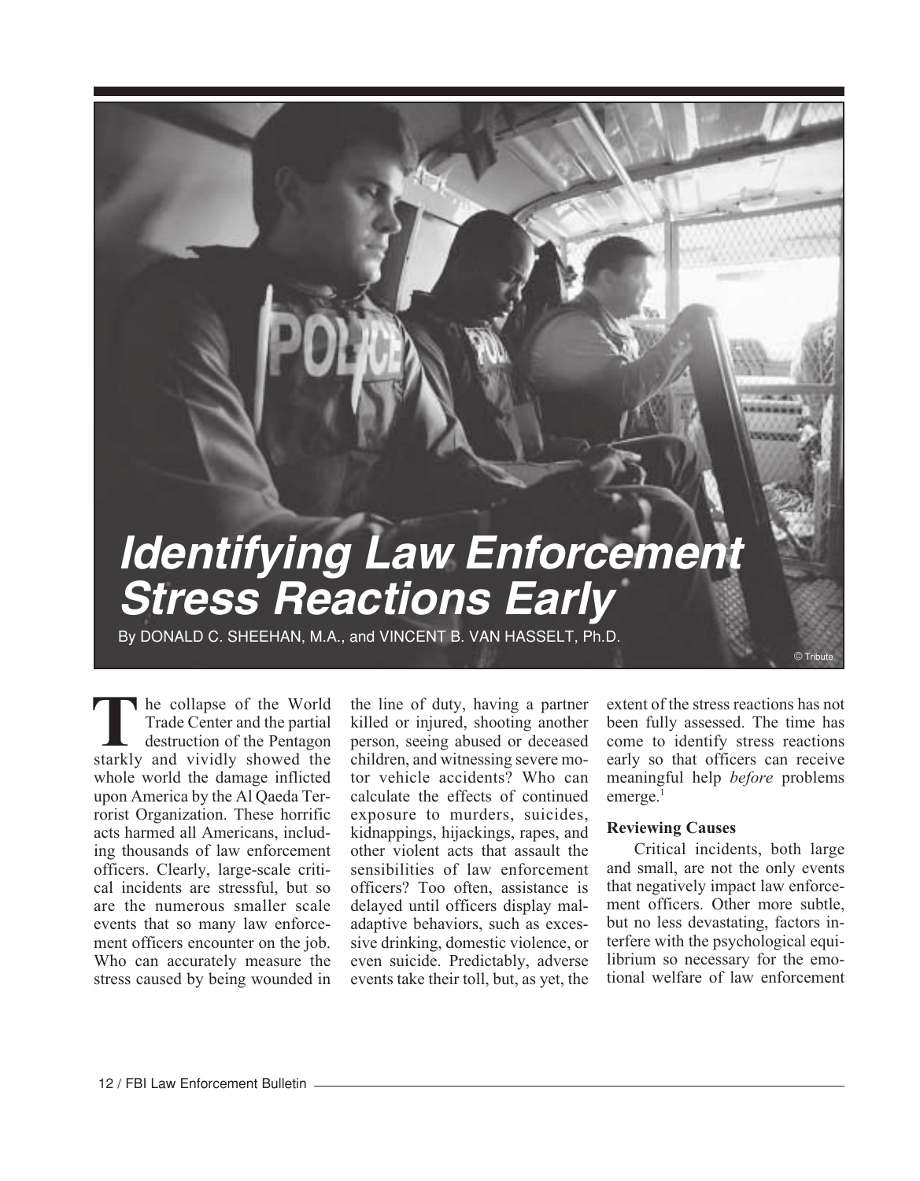# Identifying Law Enforcement Stress Reactions Early

By DONALD C. SHEEHAN, M.A., and VINCENT B. VAN HASSELT, Ph.D.

The collapse of the World Trade Center and the partial destruction of the Pentagon starkly and vividly showed the whole world the damage inflicted upon America by the Al Qaeda Terrorist Organization. These horrific acts harmed all Americans, including thousands of law enforcement officers. Clearly, large-scale critical incidents are stressful, but so are the numerous smaller scale events that so many law enforcement officers encounter on the job. Who can accurately measure the stress caused by being wounded in the line of duty, having a partner killed or injured, shooting another person, seeing abused or deceased children, and witnessing severe motor vehicle accidents? Who can calculate the effects of continued exposure to murders, suicides, kidnappings, hijackings, rapes, and other violent acts that assault the sensibilities of law enforcement officers? Too often, assistance is delayed until officers display maladaptive behaviors, such as excessive drinking, domestic violence, or even suicide. Predictably, adverse events take their toll, but, as yet, the extent of the stress reactions has not been fully assessed. The time has come to identify stress reactions early so that officers can receive meaningful help *before* problems emerge.[1]

### Reviewing Causes

Critical incidents, both large and small, are not the only events that negatively impact law enforcement officers. Other more subtle, but no less devastating, factors interfere with the psychological equilibrium so necessary for the emotional welfare of law enforcement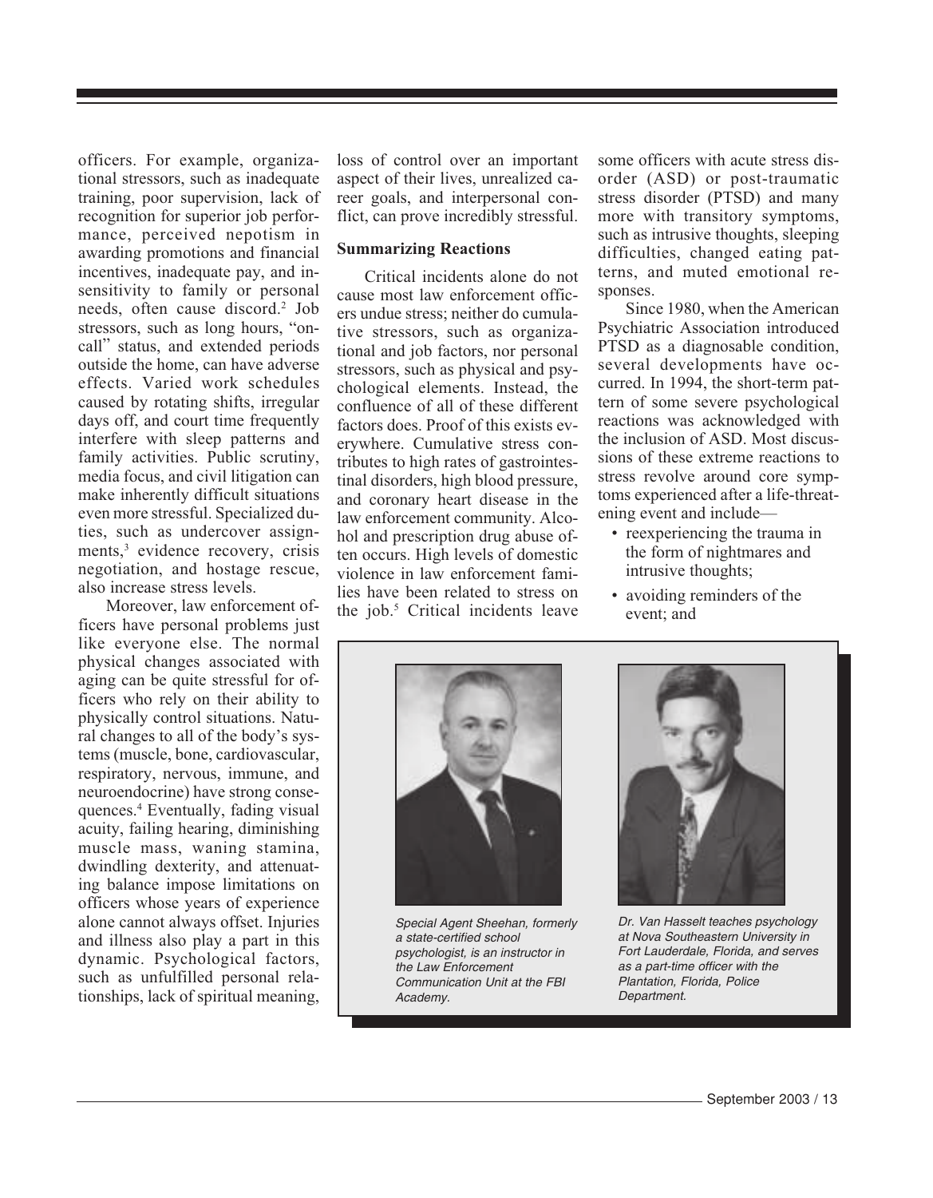officers. For example, organizational stressors, such as inadequate training, poor supervision, lack of recognition for superior job performance, perceived nepotism in awarding promotions and financial incentives, inadequate pay, and insensitivity to family or personal needs, often cause discord.[2] Job stressors, such as long hours, "on-call" status, and extended periods outside the home, can have adverse effects. Varied work schedules caused by rotating shifts, irregular days off, and court time frequently interfere with sleep patterns and family activities. Public scrutiny, media focus, and civil litigation can make inherently difficult situations even more stressful. Specialized duties, such as undercover assignments,[3] evidence recovery, crisis negotiation, and hostage rescue, also increase stress levels.

Moreover, law enforcement officers have personal problems just like everyone else. The normal physical changes associated with aging can be quite stressful for officers who rely on their ability to physically control situations. Natural changes to all of the body's systems (muscle, bone, cardiovascular, respiratory, nervous, immune, and neuroendocrine) have strong consequences.[4] Eventually, fading visual acuity, failing hearing, diminishing muscle mass, waning stamina, dwindling dexterity, and attenuating balance impose limitations on officers whose years of experience alone cannot always offset. Injuries and illness also play a part in this dynamic. Psychological factors, such as unfulfilled personal relationships, lack of spiritual meaning, loss of control over an important aspect of their lives, unrealized career goals, and interpersonal conflict, can prove incredibly stressful.

### Summarizing Reactions

Critical incidents alone do not cause most law enforcement officers undue stress; neither do cumulative stressors, such as organizational and job factors, nor personal stressors, such as physical and psychological elements. Instead, the confluence of all of these different factors does. Proof of this exists everywhere. Cumulative stress contributes to high rates of gastrointestinal disorders, high blood pressure, and coronary heart disease in the law enforcement community. Alcohol and prescription drug abuse often occurs. High levels of domestic violence in law enforcement families have been related to stress on the job.[5] Critical incidents leave some officers with acute stress disorder (ASD) or post-traumatic stress disorder (PTSD) and many more with transitory symptoms, such as intrusive thoughts, sleeping difficulties, changed eating patterns, and muted emotional responses.

Since 1980, when the American Psychiatric Association introduced PTSD as a diagnosable condition, several developments have occurred. In 1994, the short-term pattern of some severe psychological reactions was acknowledged with the inclusion of ASD. Most discussions of these extreme reactions to stress revolve around core symptoms experienced after a life-threatening event and include—

- reexperiencing the trauma in the form of nightmares and intrusive thoughts;
- avoiding reminders of the event; and

*Special Agent Sheehan, formerly a state-certified school psychologist, is an instructor in the Law Enforcement Communication Unit at the FBI Academy.*

*Dr. Van Hasselt teaches psychology at Nova Southeastern University in Fort Lauderdale, Florida, and serves as a part-time officer with the Plantation, Florida, Police Department.*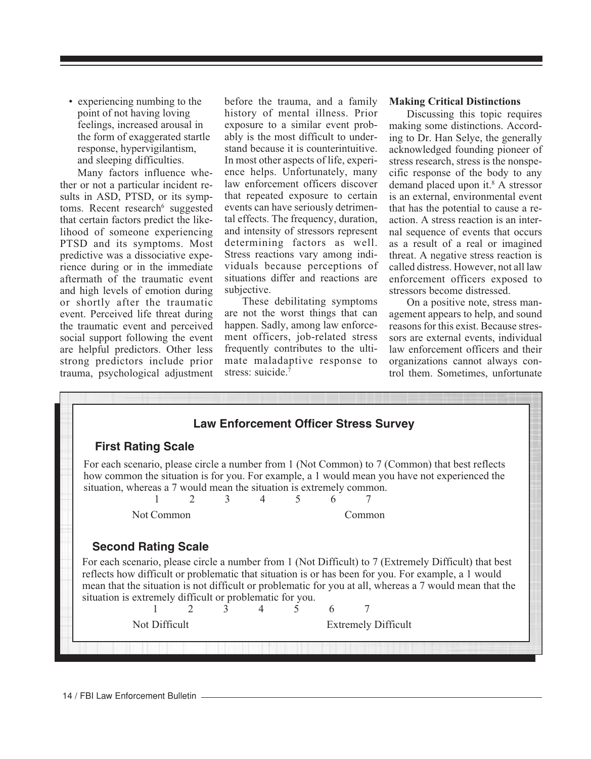- experiencing numbing to the point of not having loving feelings, increased arousal in the form of exaggerated startle response, hypervigilantism, and sleeping difficulties.

Many factors influence whether or not a particular incident results in ASD, PTSD, or its symptoms. Recent research[6] suggested that certain factors predict the likelihood of someone experiencing PTSD and its symptoms. Most predictive was a dissociative experience during or in the immediate aftermath of the traumatic event and high levels of emotion during or shortly after the traumatic event. Perceived life threat during the traumatic event and perceived social support following the event are helpful predictors. Other less strong predictors include prior trauma, psychological adjustment before the trauma, and a family history of mental illness. Prior exposure to a similar event probably is the most difficult to understand because it is counterintuitive. In most other aspects of life, experience helps. Unfortunately, many law enforcement officers discover that repeated exposure to certain events can have seriously detrimental effects. The frequency, duration, and intensity of stressors represent determining factors as well. Stress reactions vary among individuals because perceptions of situations differ and reactions are subjective.

These debilitating symptoms are not the worst things that can happen. Sadly, among law enforcement officers, job-related stress frequently contributes to the ultimate maladaptive response to stress: suicide.[7]

**Making Critical Distinctions**

Discussing this topic requires making some distinctions. According to Dr. Han Selye, the generally acknowledged founding pioneer of stress research, stress is the nonspecific response of the body to any demand placed upon it.[8] A stressor is an external, environmental event that has the potential to cause a reaction. A stress reaction is an internal sequence of events that occurs as a result of a real or imagined threat. A negative stress reaction is called distress. However, not all law enforcement officers exposed to stressors become distressed.

On a positive note, stress management appears to help, and sound reasons for this exist. Because stressors are external events, individual law enforcement officers and their organizations cannot always control them. Sometimes, unfortunate

## Law Enforcement Officer Stress Survey

### First Rating Scale

For each scenario, please circle a number from 1 (Not Common) to 7 (Common) that best reflects how common the situation is for you. For example, a 1 would mean you have not experienced the situation, whereas a 7 would mean the situation is extremely common.

1 2 3 4 5 6 7

Not Common — Common

### Second Rating Scale

For each scenario, please circle a number from 1 (Not Difficult) to 7 (Extremely Difficult) that best reflects how difficult or problematic that situation is or has been for you. For example, a 1 would mean that the situation is not difficult or problematic for you at all, whereas a 7 would mean that the situation is extremely difficult or problematic for you.

1 2 3 4 5 6 7

Not Difficult — Extremely Difficult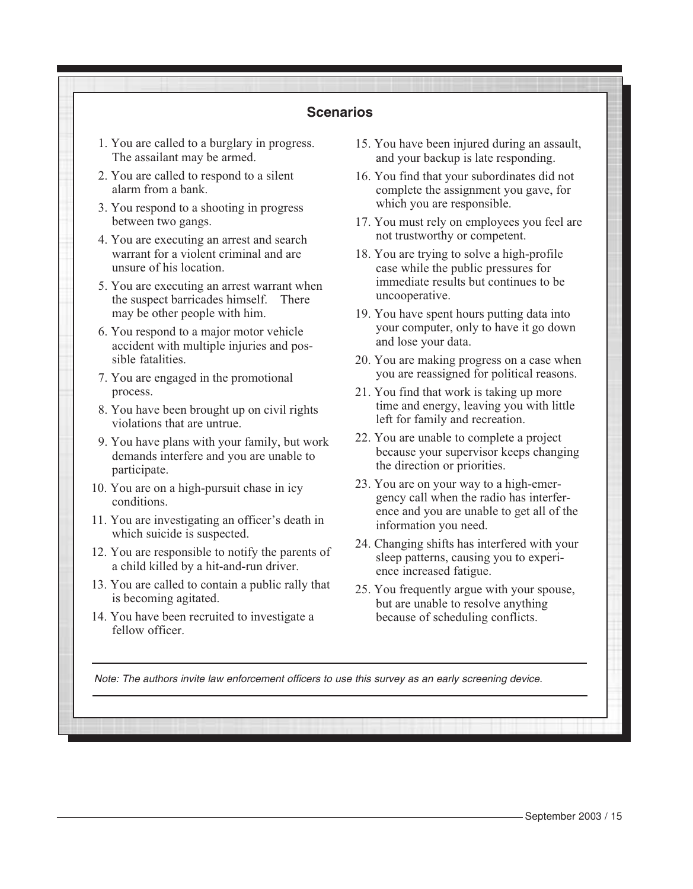### Scenarios

1. You are called to a burglary in progress. The assailant may be armed.
2. You are called to respond to a silent alarm from a bank.
3. You respond to a shooting in progress between two gangs.
4. You are executing an arrest and search warrant for a violent criminal and are unsure of his location.
5. You are executing an arrest warrant when the suspect barricades himself. There may be other people with him.
6. You respond to a major motor vehicle accident with multiple injuries and possible fatalities.
7. You are engaged in the promotional process.
8. You have been brought up on civil rights violations that are untrue.
9. You have plans with your family, but work demands interfere and you are unable to participate.
10. You are on a high-pursuit chase in icy conditions.
11. You are investigating an officer's death in which suicide is suspected.
12. You are responsible to notify the parents of a child killed by a hit-and-run driver.
13. You are called to contain a public rally that is becoming agitated.
14. You have been recruited to investigate a fellow officer.
15. You have been injured during an assault, and your backup is late responding.
16. You find that your subordinates did not complete the assignment you gave, for which you are responsible.
17. You must rely on employees you feel are not trustworthy or competent.
18. You are trying to solve a high-profile case while the public pressures for immediate results but continues to be uncooperative.
19. You have spent hours putting data into your computer, only to have it go down and lose your data.
20. You are making progress on a case when you are reassigned for political reasons.
21. You find that work is taking up more time and energy, leaving you with little left for family and recreation.
22. You are unable to complete a project because your supervisor keeps changing the direction or priorities.
23. You are on your way to a high-emergency call when the radio has interference and you are unable to get all of the information you need.
24. Changing shifts has interfered with your sleep patterns, causing you to experience increased fatigue.
25. You frequently argue with your spouse, but are unable to resolve anything because of scheduling conflicts.

*Note: The authors invite law enforcement officers to use this survey as an early screening device.*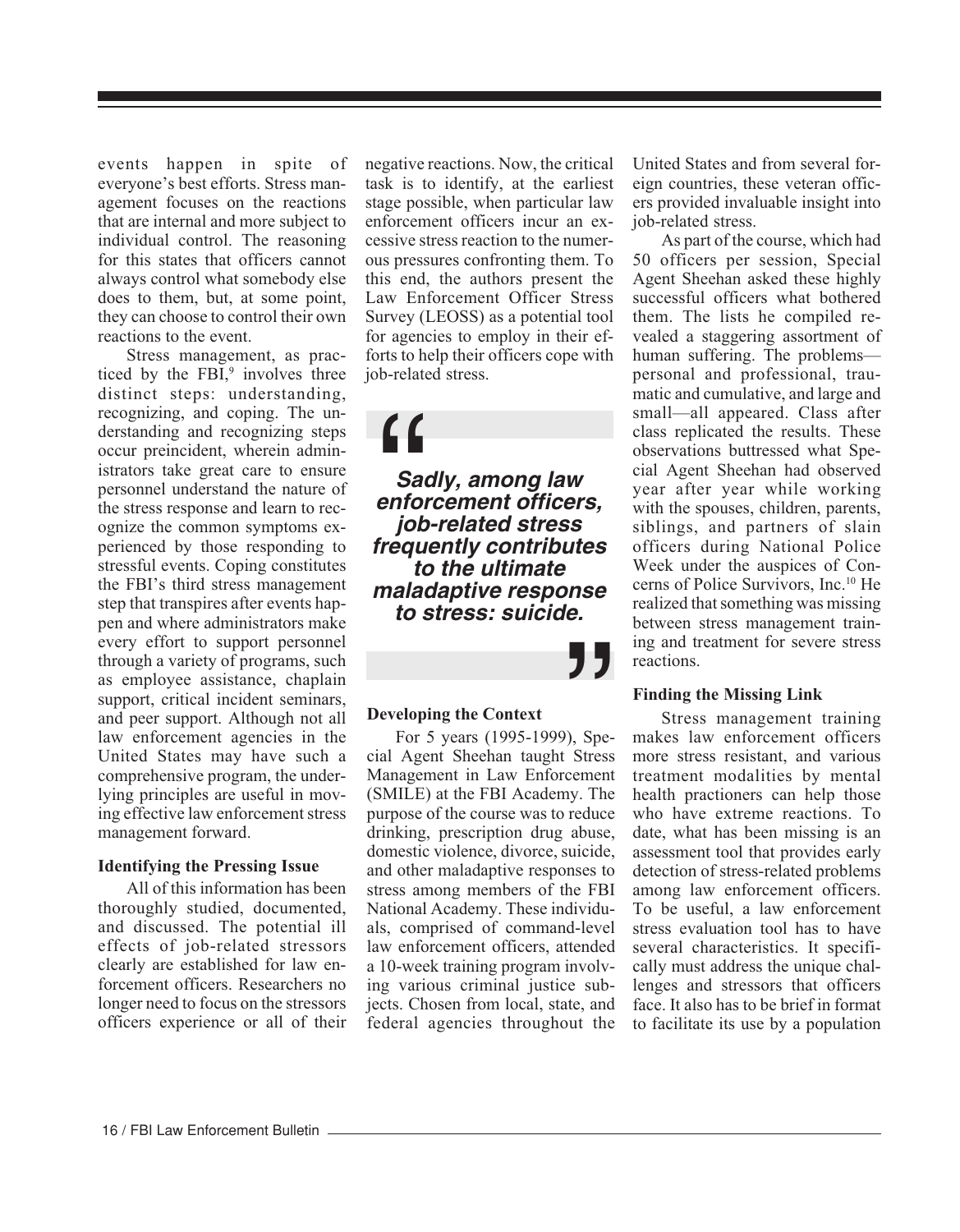events happen in spite of everyone's best efforts. Stress management focuses on the reactions that are internal and more subject to individual control. The reasoning for this states that officers cannot always control what somebody else does to them, but, at some point, they can choose to control their own reactions to the event.

Stress management, as practiced by the FBI,[9] involves three distinct steps: understanding, recognizing, and coping. The understanding and recognizing steps occur preincident, wherein administrators take great care to ensure personnel understand the nature of the stress response and learn to recognize the common symptoms experienced by those responding to stressful events. Coping constitutes the FBI's third stress management step that transpires after events happen and where administrators make every effort to support personnel through a variety of programs, such as employee assistance, chaplain support, critical incident seminars, and peer support. Although not all law enforcement agencies in the United States may have such a comprehensive program, the underlying principles are useful in moving effective law enforcement stress management forward.

**Identifying the Pressing Issue**

All of this information has been thoroughly studied, documented, and discussed. The potential ill effects of job-related stressors clearly are established for law enforcement officers. Researchers no longer need to focus on the stressors officers experience or all of their negative reactions. Now, the critical task is to identify, at the earliest stage possible, when particular law enforcement officers incur an excessive stress reaction to the numerous pressures confronting them. To this end, the authors present the Law Enforcement Officer Stress Survey (LEOSS) as a potential tool for agencies to employ in their efforts to help their officers cope with job-related stress.

> ***Sadly, among law enforcement officers, job-related stress frequently contributes to the ultimate maladaptive response to stress: suicide.***

**Developing the Context**

For 5 years (1995-1999), Special Agent Sheehan taught Stress Management in Law Enforcement (SMILE) at the FBI Academy. The purpose of the course was to reduce drinking, prescription drug abuse, domestic violence, divorce, suicide, and other maladaptive responses to stress among members of the FBI National Academy. These individuals, comprised of command-level law enforcement officers, attended a 10-week training program involving various criminal justice subjects. Chosen from local, state, and federal agencies throughout the United States and from several foreign countries, these veteran officers provided invaluable insight into job-related stress.

As part of the course, which had 50 officers per session, Special Agent Sheehan asked these highly successful officers what bothered them. The lists he compiled revealed a staggering assortment of human suffering. The problems—personal and professional, traumatic and cumulative, and large and small—all appeared. Class after class replicated the results. These observations buttressed what Special Agent Sheehan had observed year after year while working with the spouses, children, parents, siblings, and partners of slain officers during National Police Week under the auspices of Concerns of Police Survivors, Inc.[10] He realized that something was missing between stress management training and treatment for severe stress reactions.

**Finding the Missing Link**

Stress management training makes law enforcement officers more stress resistant, and various treatment modalities by mental health practioners can help those who have extreme reactions. To date, what has been missing is an assessment tool that provides early detection of stress-related problems among law enforcement officers. To be useful, a law enforcement stress evaluation tool has to have several characteristics. It specifically must address the unique challenges and stressors that officers face. It also has to be brief in format to facilitate its use by a population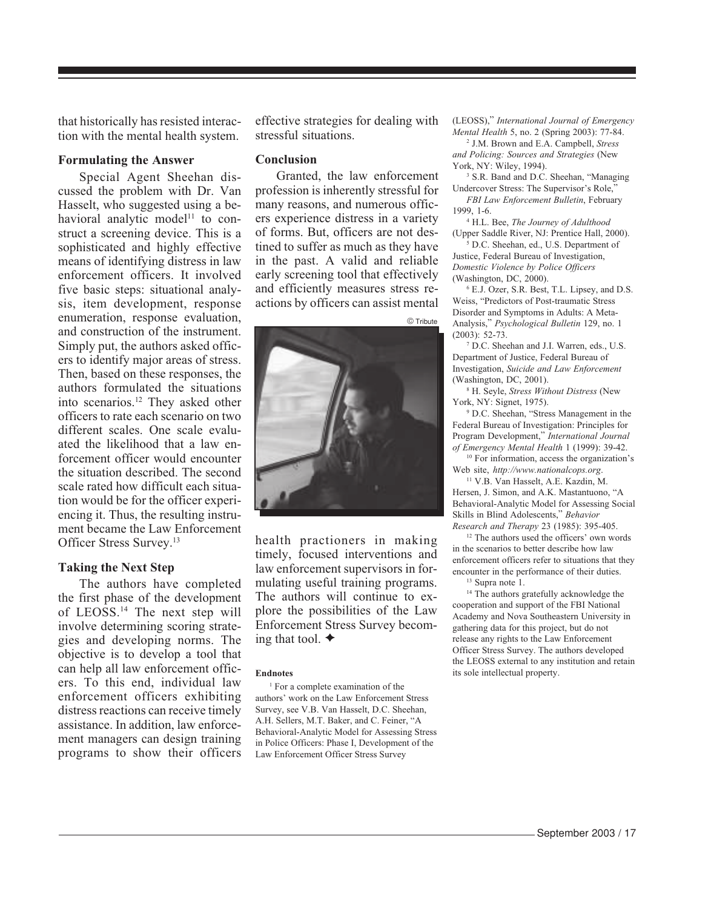that historically has resisted interaction with the mental health system.

**Formulating the Answer**

Special Agent Sheehan discussed the problem with Dr. Van Hasselt, who suggested using a behavioral analytic model[11] to construct a screening device. This is a sophisticated and highly effective means of identifying distress in law enforcement officers. It involved five basic steps: situational analysis, item development, response enumeration, response evaluation, and construction of the instrument. Simply put, the authors asked officers to identify major areas of stress. Then, based on these responses, the authors formulated the situations into scenarios.[12] They asked other officers to rate each scenario on two different scales. One scale evaluated the likelihood that a law enforcement officer would encounter the situation described. The second scale rated how difficult each situation would be for the officer experiencing it. Thus, the resulting instrument became the Law Enforcement Officer Stress Survey.[13]

**Taking the Next Step**

The authors have completed the first phase of the development of LEOSS.[14] The next step will involve determining scoring strategies and developing norms. The objective is to develop a tool that can help all law enforcement officers. To this end, individual law enforcement officers exhibiting distress reactions can receive timely assistance. In addition, law enforcement managers can design training programs to show their officers effective strategies for dealing with stressful situations.

**Conclusion**

Granted, the law enforcement profession is inherently stressful for many reasons, and numerous officers experience distress in a variety of forms. But, officers are not destined to suffer as much as they have in the past. A valid and reliable early screening tool that effectively and efficiently measures stress reactions by officers can assist mental health practioners in making timely, focused interventions and law enforcement supervisors in formulating useful training programs. The authors will continue to explore the possibilities of the Law Enforcement Stress Survey becoming that tool. ✦

© Tribute

**Endnotes**

[1] For a complete examination of the authors' work on the Law Enforcement Stress Survey, see V.B. Van Hasselt, D.C. Sheehan, A.H. Sellers, M.T. Baker, and C. Feiner, "A Behavioral-Analytic Model for Assessing Stress in Police Officers: Phase I, Development of the Law Enforcement Officer Stress Survey (LEOSS)," *International Journal of Emergency Mental Health* 5, no. 2 (Spring 2003): 77-84.

[2] J.M. Brown and E.A. Campbell, *Stress and Policing: Sources and Strategies* (New York, NY: Wiley, 1994).

[3] S.R. Band and D.C. Sheehan, "Managing Undercover Stress: The Supervisor's Role," *FBI Law Enforcement Bulletin*, February 1999, 1-6.

[4] H.L. Bee, *The Journey of Adulthood* (Upper Saddle River, NJ: Prentice Hall, 2000).

[5] D.C. Sheehan, ed., U.S. Department of Justice, Federal Bureau of Investigation, *Domestic Violence by Police Officers* (Washington, DC, 2000).

[6] E.J. Ozer, S.R. Best, T.L. Lipsey, and D.S. Weiss, "Predictors of Post-traumatic Stress Disorder and Symptoms in Adults: A Meta-Analysis," *Psychological Bulletin* 129, no. 1 (2003): 52-73.

[7] D.C. Sheehan and J.I. Warren, eds., U.S. Department of Justice, Federal Bureau of Investigation, *Suicide and Law Enforcement* (Washington, DC, 2001).

[8] H. Seyle, *Stress Without Distress* (New York, NY: Signet, 1975).

[9] D.C. Sheehan, "Stress Management in the Federal Bureau of Investigation: Principles for Program Development," *International Journal of Emergency Mental Health* 1 (1999): 39-42.

[10] For information, access the organization's Web site, *http://www.nationalcops.org*.

[11] V.B. Van Hasselt, A.E. Kazdin, M. Hersen, J. Simon, and A.K. Mastantuono, "A Behavioral-Analytic Model for Assessing Social Skills in Blind Adolescents," *Behavior Research and Therapy* 23 (1985): 395-405.

[12] The authors used the officers' own words in the scenarios to better describe how law enforcement officers refer to situations that they encounter in the performance of their duties.

[13] Supra note 1.

[14] The authors gratefully acknowledge the cooperation and support of the FBI National Academy and Nova Southeastern University in gathering data for this project, but do not release any rights to the Law Enforcement Officer Stress Survey. The authors developed the LEOSS external to any institution and retain its sole intellectual property.